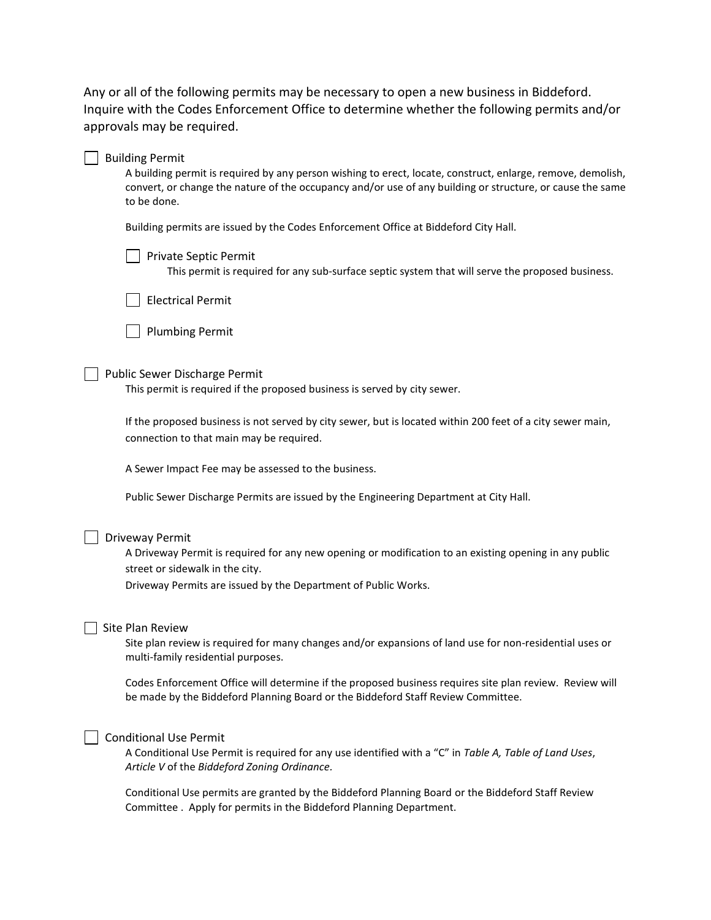Any or all of the following permits may be necessary to open a new business in Biddeford. Inquire with the Codes Enforcement Office to determine whether the following permits and/or approvals may be required.

- [ ] Building Permit

  A building permit is required by any person wishing to erect, locate, construct, enlarge, remove, demolish, convert, or change the nature of the occupancy and/or use of any building or structure, or cause the same to be done.

  Building permits are issued by the Codes Enforcement Office at Biddeford City Hall.

  - [ ] Private Septic Permit

    This permit is required for any sub-surface septic system that will serve the proposed business.

  - [ ] Electrical Permit

  - [ ] Plumbing Permit

- [ ] Public Sewer Discharge Permit

  This permit is required if the proposed business is served by city sewer.

  If the proposed business is not served by city sewer, but is located within 200 feet of a city sewer main, connection to that main may be required.

  A Sewer Impact Fee may be assessed to the business.

  Public Sewer Discharge Permits are issued by the Engineering Department at City Hall.

- [ ] Driveway Permit

  A Driveway Permit is required for any new opening or modification to an existing opening in any public street or sidewalk in the city.

  Driveway Permits are issued by the Department of Public Works.

- [ ] Site Plan Review

  Site plan review is required for many changes and/or expansions of land use for non-residential uses or multi-family residential purposes.

  Codes Enforcement Office will determine if the proposed business requires site plan review. Review will be made by the Biddeford Planning Board or the Biddeford Staff Review Committee.

- [ ] Conditional Use Permit

  A Conditional Use Permit is required for any use identified with a "C" in *Table A, Table of Land Uses*, *Article V* of the *Biddeford Zoning Ordinance*.

  Conditional Use permits are granted by the Biddeford Planning Board or the Biddeford Staff Review Committee . Apply for permits in the Biddeford Planning Department.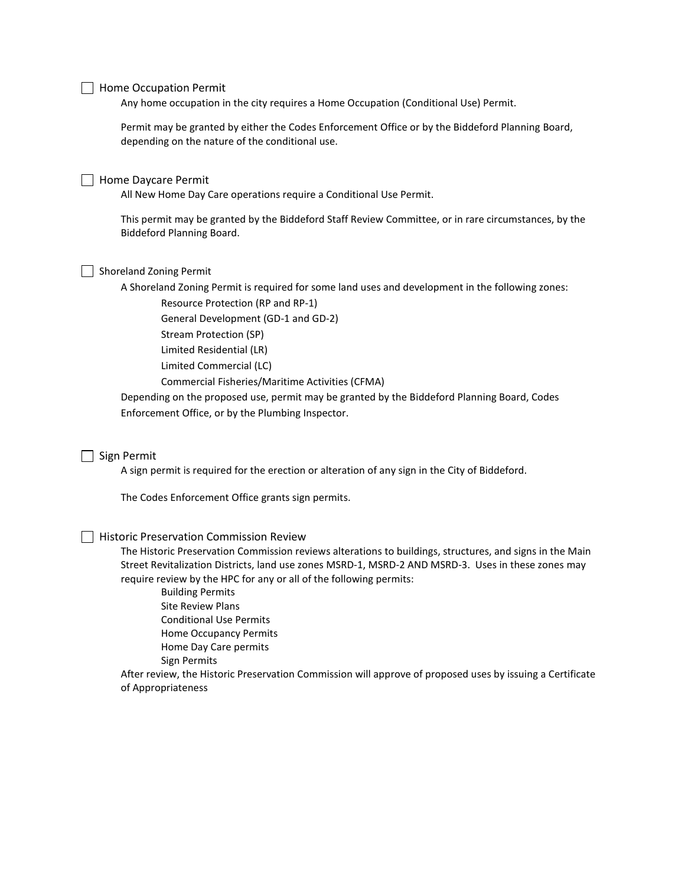- [ ] Home Occupation Permit

  Any home occupation in the city requires a Home Occupation (Conditional Use) Permit.

  Permit may be granted by either the Codes Enforcement Office or by the Biddeford Planning Board, depending on the nature of the conditional use.

- [ ] Home Daycare Permit

  All New Home Day Care operations require a Conditional Use Permit.

  This permit may be granted by the Biddeford Staff Review Committee, or in rare circumstances, by the Biddeford Planning Board.

- [ ] Shoreland Zoning Permit

  A Shoreland Zoning Permit is required for some land uses and development in the following zones:

  - Resource Protection (RP and RP-1)
  - General Development (GD-1 and GD-2)
  - Stream Protection (SP)
  - Limited Residential (LR)
  - Limited Commercial (LC)
  - Commercial Fisheries/Maritime Activities (CFMA)

  Depending on the proposed use, permit may be granted by the Biddeford Planning Board, Codes Enforcement Office, or by the Plumbing Inspector.

- [ ] Sign Permit

  A sign permit is required for the erection or alteration of any sign in the City of Biddeford.

  The Codes Enforcement Office grants sign permits.

- [ ] Historic Preservation Commission Review

  The Historic Preservation Commission reviews alterations to buildings, structures, and signs in the Main Street Revitalization Districts, land use zones MSRD-1, MSRD-2 AND MSRD-3. Uses in these zones may require review by the HPC for any or all of the following permits:

  - Building Permits
  - Site Review Plans
  - Conditional Use Permits
  - Home Occupancy Permits
  - Home Day Care permits
  - Sign Permits

  After review, the Historic Preservation Commission will approve of proposed uses by issuing a Certificate of Appropriateness